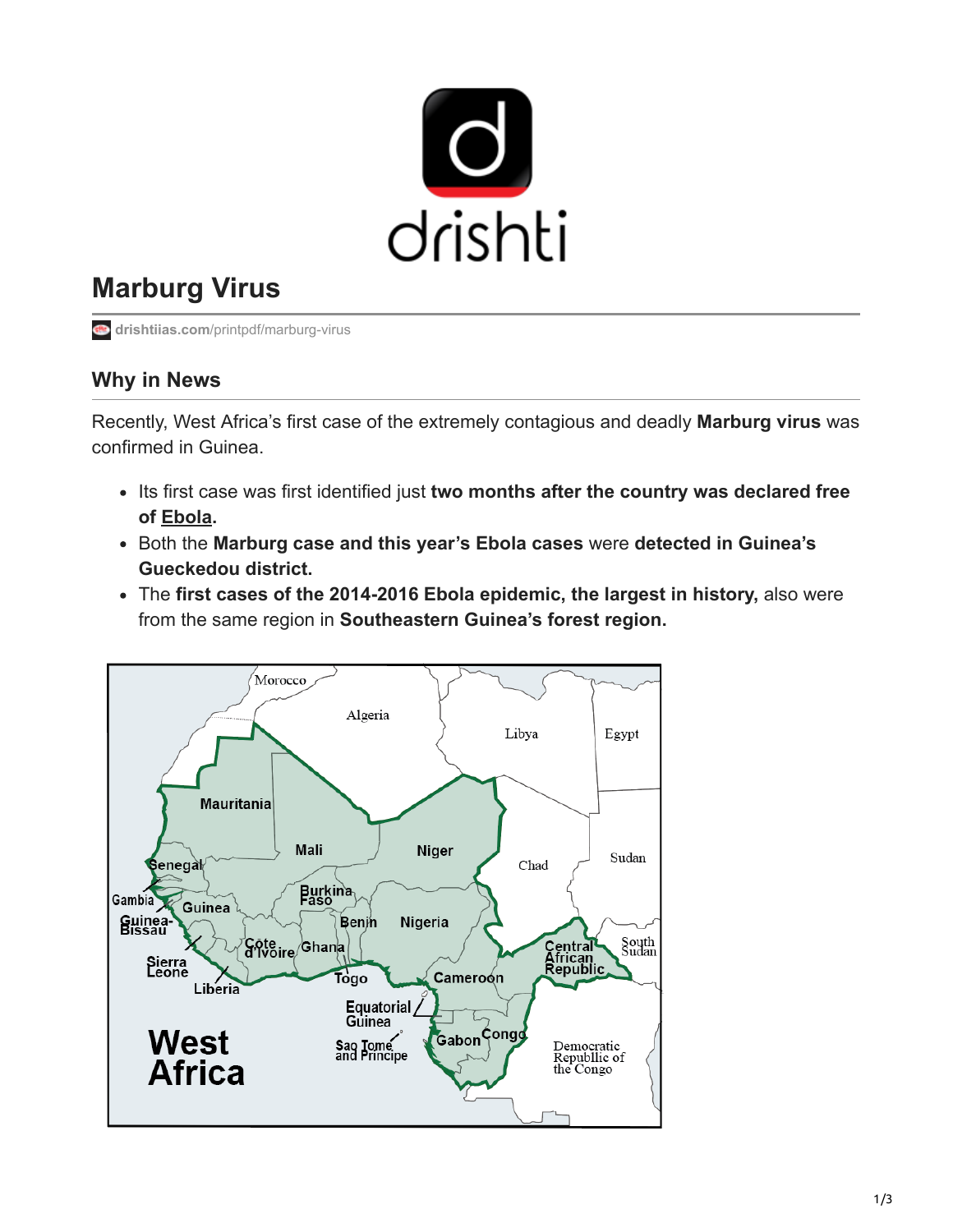# Marburg Virus

drishtiias.com/printpdf/marburg-virus

## Why in News

Recently, West Africa's first case of the extremely contagious and deadly **Marburg virus** was confirmed in Guinea.

- Its first case was first identified just **two months after the country was declared free of Ebola.**
- Both the **Marburg case and this year's Ebola cases** were **detected in Guinea's Gueckedou district.**
- The **first cases of the 2014-2016 Ebola epidemic, the largest in history,** also were from the same region in **Southeastern Guinea's forest region.**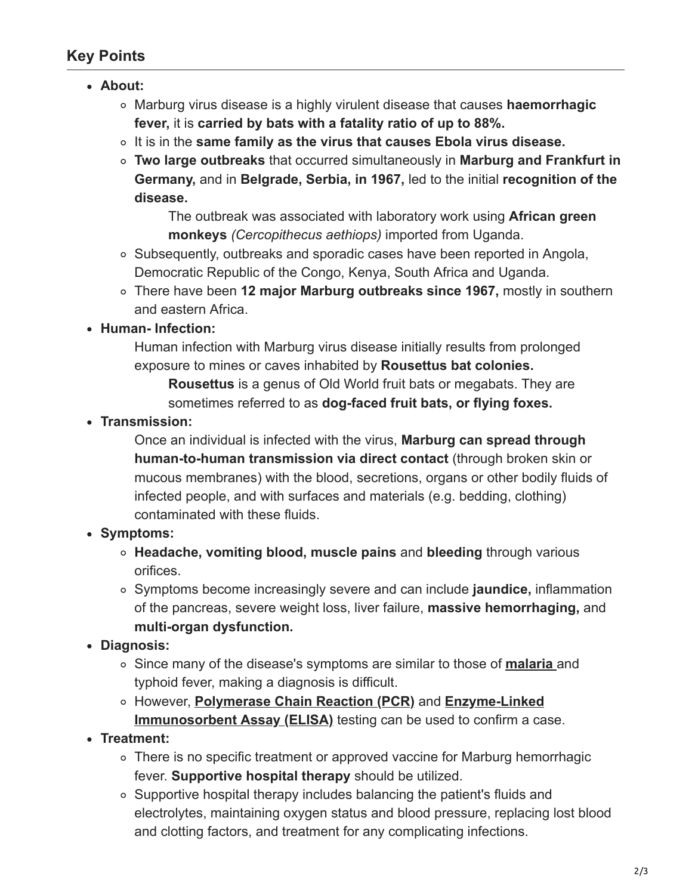## Key Points

- **About:**
  - Marburg virus disease is a highly virulent disease that causes **haemorrhagic fever,** it is **carried by bats with a fatality ratio of up to 88%.**
  - It is in the **same family as the virus that causes Ebola virus disease.**
  - **Two large outbreaks** that occurred simultaneously in **Marburg and Frankfurt in Germany,** and in **Belgrade, Serbia, in 1967,** led to the initial **recognition of the disease.**
    - The outbreak was associated with laboratory work using **African green monkeys** *(Cercopithecus aethiops)* imported from Uganda.
  - Subsequently, outbreaks and sporadic cases have been reported in Angola, Democratic Republic of the Congo, Kenya, South Africa and Uganda.
  - There have been **12 major Marburg outbreaks since 1967,** mostly in southern and eastern Africa.
- **Human- Infection:**
  - Human infection with Marburg virus disease initially results from prolonged exposure to mines or caves inhabited by **Rousettus bat colonies.**
    - **Rousettus** is a genus of Old World fruit bats or megabats. They are sometimes referred to as **dog-faced fruit bats, or flying foxes.**
- **Transmission:**
  - Once an individual is infected with the virus, **Marburg can spread through human-to-human transmission via direct contact** (through broken skin or mucous membranes) with the blood, secretions, organs or other bodily fluids of infected people, and with surfaces and materials (e.g. bedding, clothing) contaminated with these fluids.
- **Symptoms:**
  - **Headache, vomiting blood, muscle pains** and **bleeding** through various orifices.
  - Symptoms become increasingly severe and can include **jaundice,** inflammation of the pancreas, severe weight loss, liver failure, **massive hemorrhaging,** and **multi-organ dysfunction.**
- **Diagnosis:**
  - Since many of the disease's symptoms are similar to those of **malaria** and typhoid fever, making a diagnosis is difficult.
  - However, **Polymerase Chain Reaction (PCR)** and **Enzyme-Linked Immunosorbent Assay (ELISA)** testing can be used to confirm a case.
- **Treatment:**
  - There is no specific treatment or approved vaccine for Marburg hemorrhagic fever. **Supportive hospital therapy** should be utilized.
  - Supportive hospital therapy includes balancing the patient's fluids and electrolytes, maintaining oxygen status and blood pressure, replacing lost blood and clotting factors, and treatment for any complicating infections.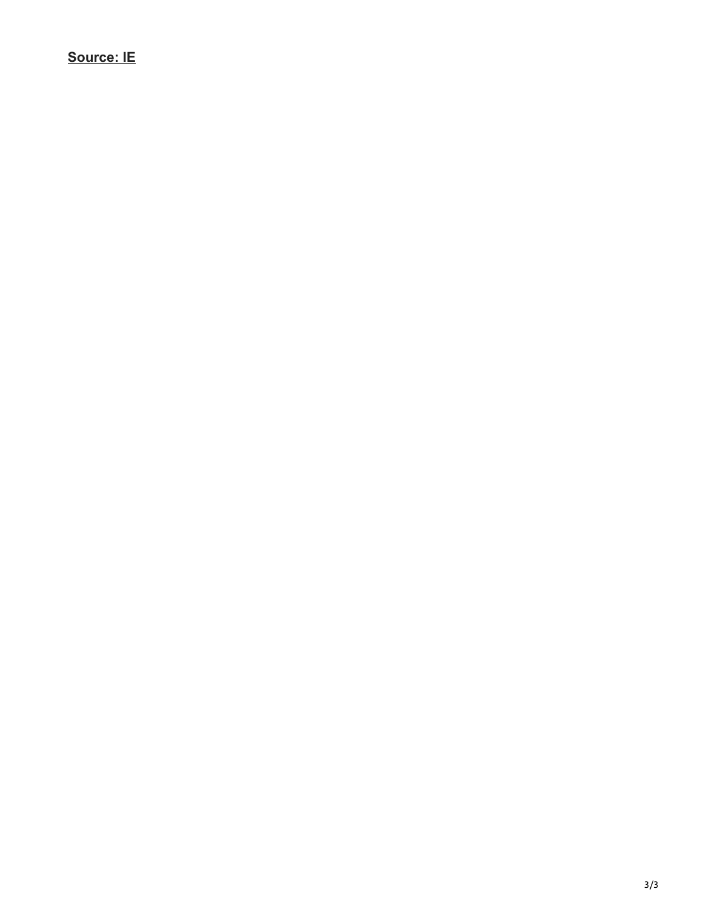**Source: IE**